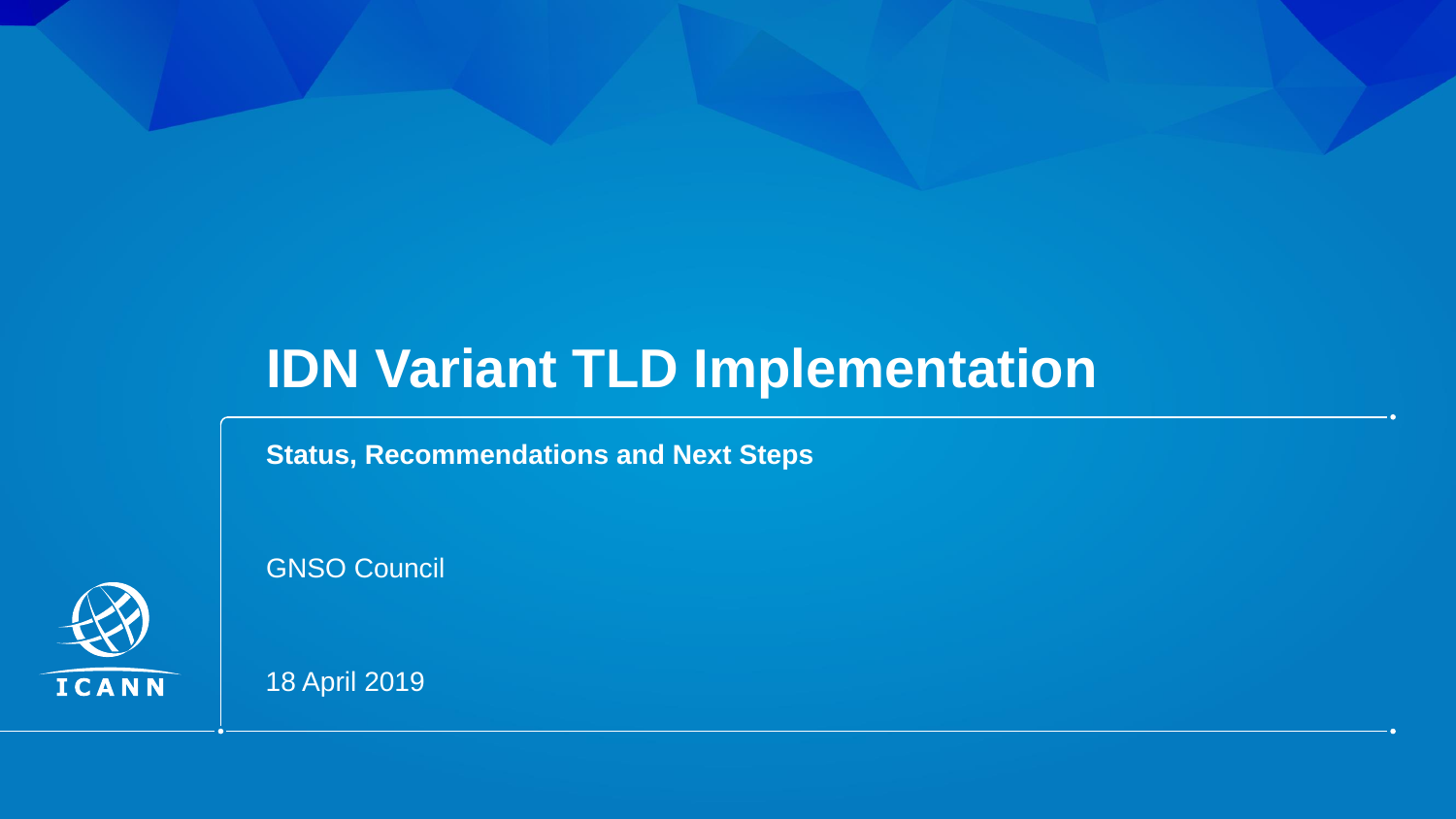# IDN Variant TLD Implementation

**Status, Recommendations and Next Steps**

GNSO Council

18 April 2019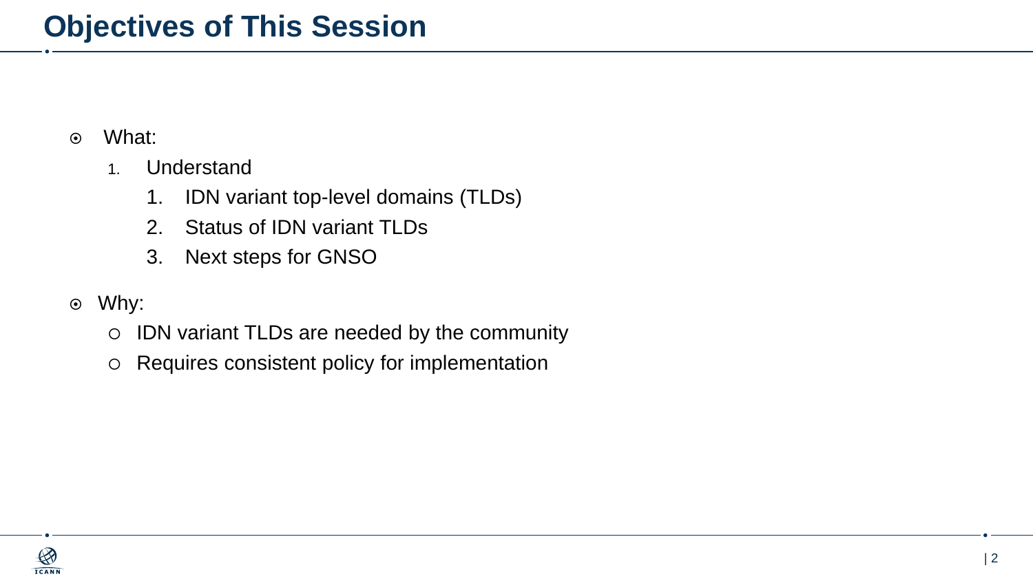# Objectives of This Session

- What:
  1. Understand
     1. IDN variant top-level domains (TLDs)
     2. Status of IDN variant TLDs
     3. Next steps for GNSO
- Why:
  - IDN variant TLDs are needed by the community
  - Requires consistent policy for implementation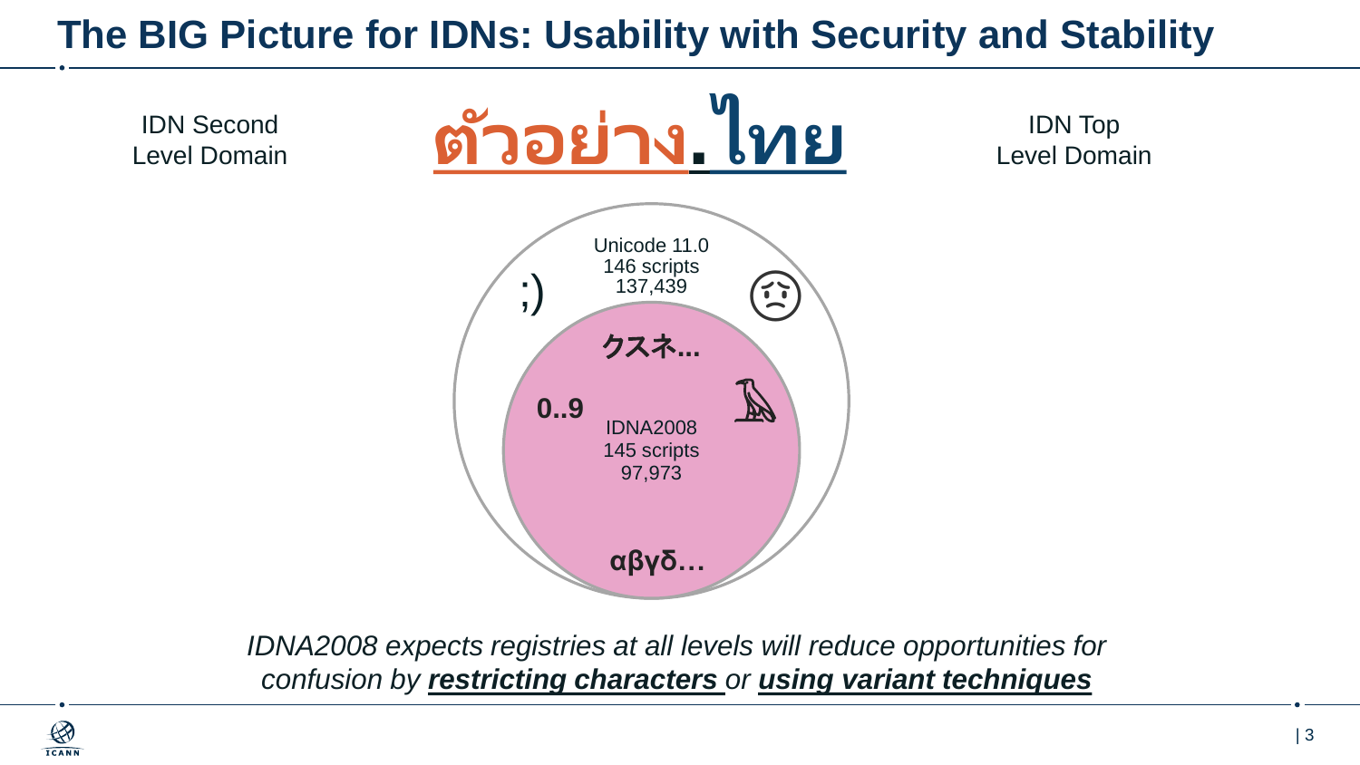# The BIG Picture for IDNs: Usability with Security and Stability

IDN Second Level Domain

ตัวอย่าง.ไทย

IDN Top Level Domain

Unicode 11.0
146 scripts
137,439

;)

クスネ...

0..9

IDNA2008
145 scripts
97,973

αβγδ…

*IDNA2008 expects registries at all levels will reduce opportunities for confusion by* ***restricting characters*** *or* ***using variant techniques***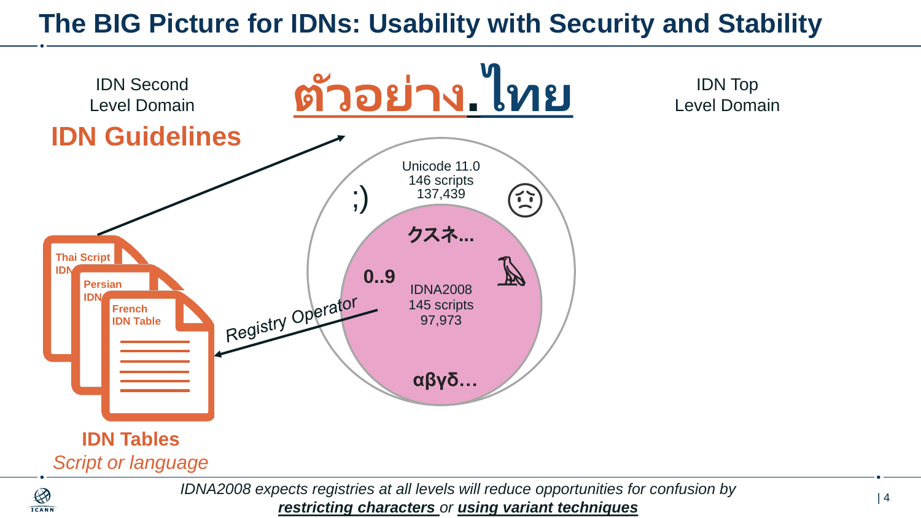# The BIG Picture for IDNs: Usability with Security and Stability

IDN Second Level Domain

**IDN Guidelines**

ตัวอย่าง.ไทย

IDN Top Level Domain

Unicode 11.0
146 scripts
137,439

;)

クスネ...

0..9

IDNA2008
145 scripts
97,973

αβγδ…

Registry Operator

Thai Script IDN

Persian IDN

French IDN Table

**IDN Tables**

*Script or language*

*IDNA2008 expects registries at all levels will reduce opportunities for confusion by **restricting characters** or **using variant techniques***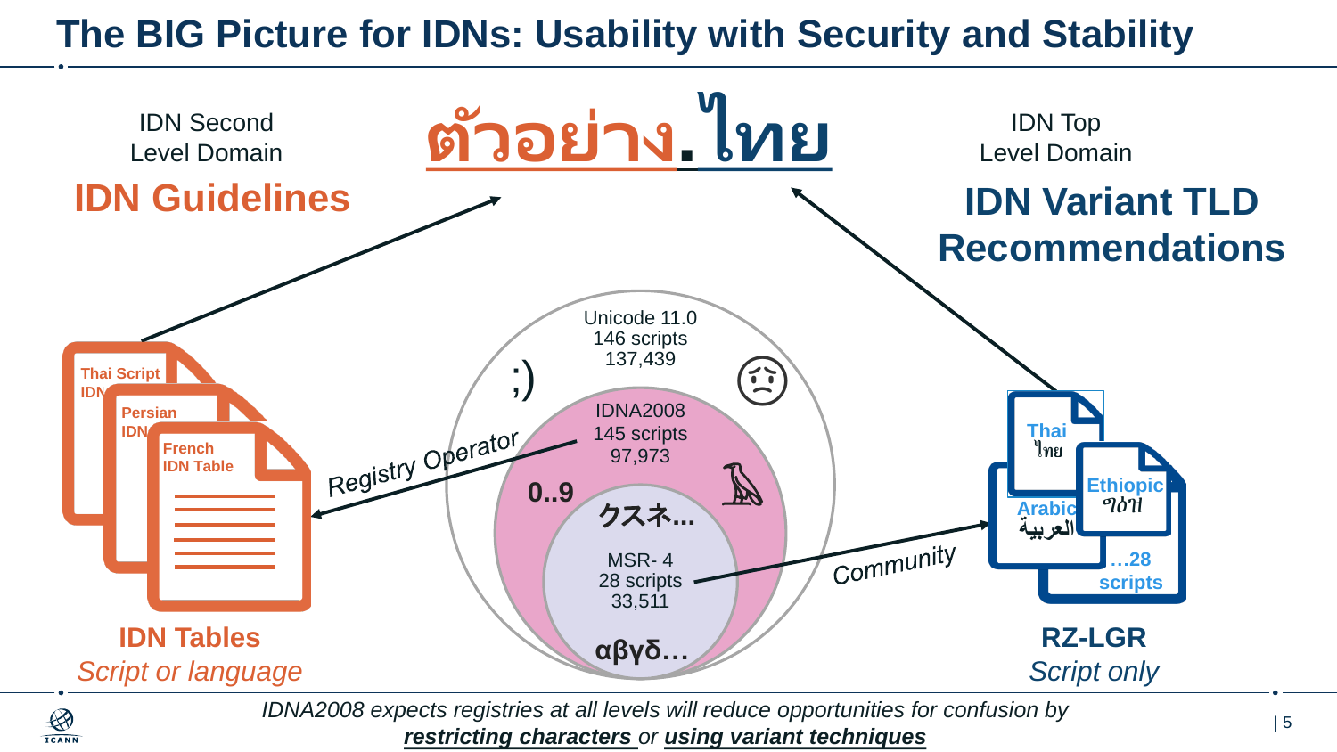# The BIG Picture for IDNs: Usability with Security and Stability

IDN Second Level Domain

**IDN Guidelines**

ตัวอย่าง.ไทย

IDN Top Level Domain

**IDN Variant TLD Recommendations**

Thai Script IDN

Persian IDN

French IDN Table

**IDN Tables**

*Script or language*

Registry Operator

Unicode 11.0
146 scripts
137,439

;)

IDNA2008
145 scripts
97,973

**0..9**

**クスネ…**

MSR- 4
28 scripts
33,511

**αβγδ…**

Community

Thai
ไทย

Arabic
العربية

Ethiopic
ግዕዝ

…28 scripts

**RZ-LGR**

*Script only*

*IDNA2008 expects registries at all levels will reduce opportunities for confusion by* ***restricting characters*** *or* ***using variant techniques***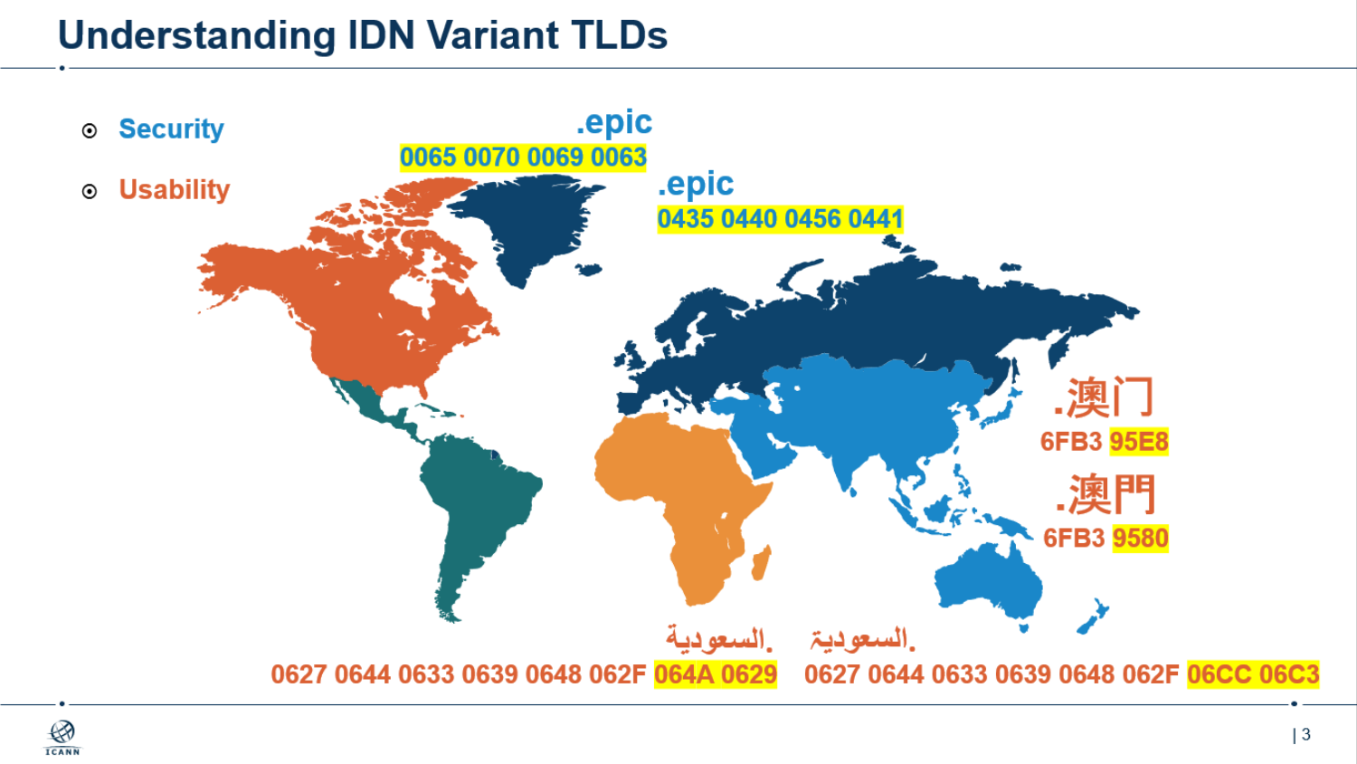# Understanding IDN Variant TLDs

- Security
- Usability

.epic
0065 0070 0069 0063

.epic
0435 0440 0456 0441

.澳门
6FB3 95E8

.澳門
6FB3 9580

السعودية.
0627 0644 0633 0639 0648 062F 064A 0629

السعودیۃ.
0627 0644 0633 0639 0648 062F 06CC 06C3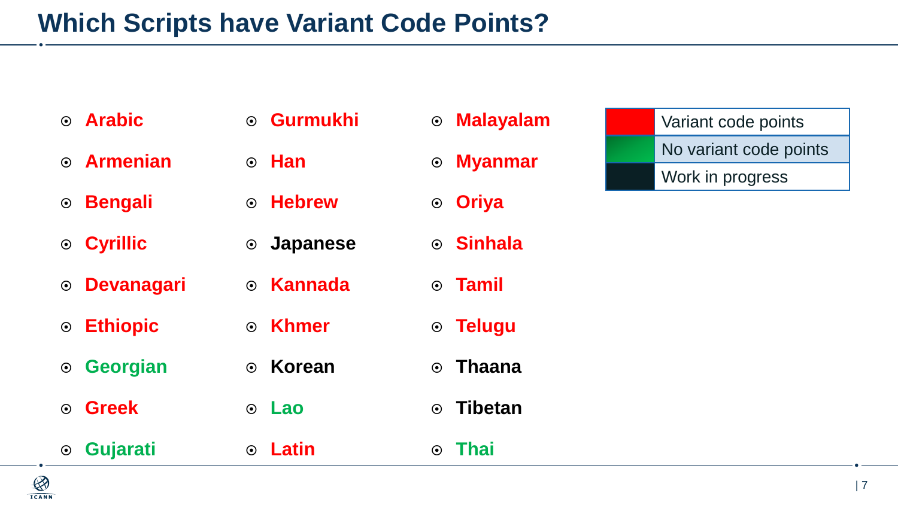# Which Scripts have Variant Code Points?

- Arabic
- Armenian
- Bengali
- Cyrillic
- Devanagari
- Ethiopic
- Georgian
- Greek
- Gujarati
- Gurmukhi
- Han
- Hebrew
- Japanese
- Kannada
- Khmer
- Korean
- Lao
- Latin
- Malayalam
- Myanmar
- Oriya
- Sinhala
- Tamil
- Telugu
- Thaana
- Tibetan
- Thai

| | |
|---|---|
| (red) | Variant code points |
| (green) | No variant code points |
| (black) | Work in progress |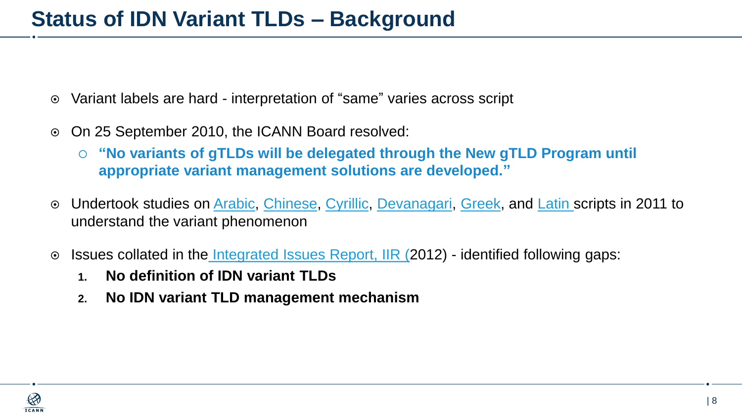# Status of IDN Variant TLDs – Background

- Variant labels are hard - interpretation of "same" varies across script
- On 25 September 2010, the ICANN Board resolved:
  - **"No variants of gTLDs will be delegated through the New gTLD Program until appropriate variant management solutions are developed."**
- Undertook studies on Arabic, Chinese, Cyrillic, Devanagari, Greek, and Latin scripts in 2011 to understand the variant phenomenon
- Issues collated in the Integrated Issues Report, IIR (2012) - identified following gaps:
  1. **No definition of IDN variant TLDs**
  2. **No IDN variant TLD management mechanism**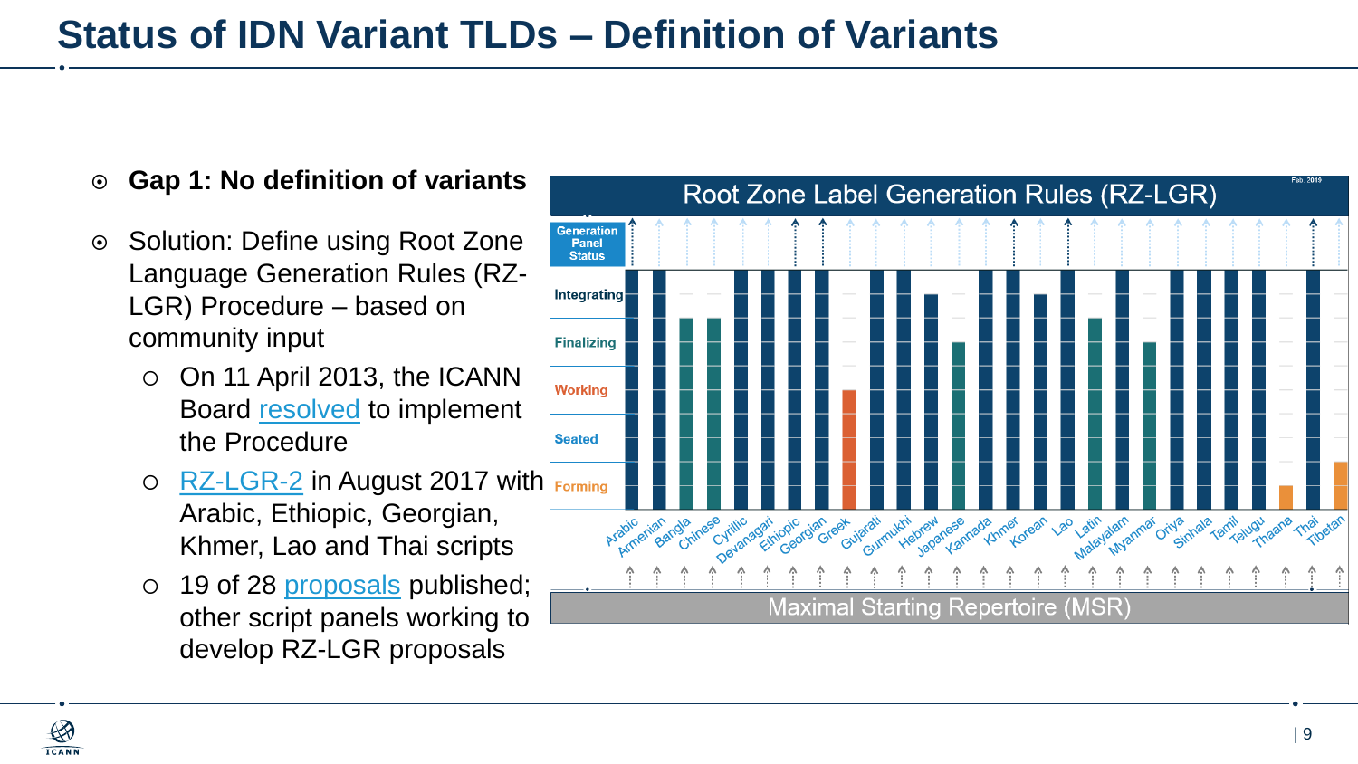# Status of IDN Variant TLDs – Definition of Variants

- **Gap 1: No definition of variants**
- Solution: Define using Root Zone Language Generation Rules (RZ-LGR) Procedure – based on community input
  - On 11 April 2013, the ICANN Board resolved to implement the Procedure
  - RZ-LGR-2 in August 2017 with Arabic, Ethiopic, Georgian, Khmer, Lao and Thai scripts
  - 19 of 28 proposals published; other script panels working to develop RZ-LGR proposals

**Root Zone Label Generation Rules (RZ-LGR)** (Feb. 2019)

Generation Panel Status: Integrating, Finalizing, Working, Seated, Forming

Scripts: Arabic, Armenian, Bangla, Chinese, Cyrillic, Devanagari, Ethiopic, Georgian, Greek, Gujarati, Gurmukhi, Hebrew, Japanese, Kannada, Khmer, Korean, Lao, Latin, Malayalam, Myanmar, Oriya, Sinhala, Tamil, Telugu, Thaana, Thai, Tibetan

**Maximal Starting Repertoire (MSR)**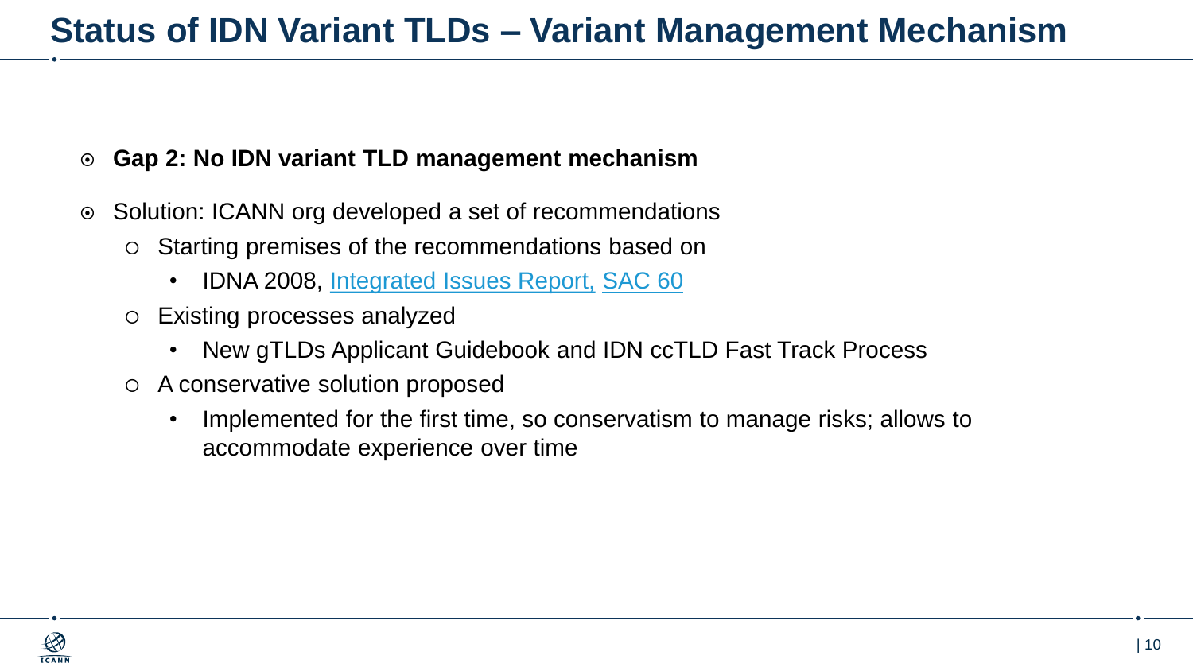# Status of IDN Variant TLDs – Variant Management Mechanism

- **Gap 2: No IDN variant TLD management mechanism**
- Solution: ICANN org developed a set of recommendations
  - Starting premises of the recommendations based on
    - IDNA 2008, Integrated Issues Report, SAC 60
  - Existing processes analyzed
    - New gTLDs Applicant Guidebook and IDN ccTLD Fast Track Process
  - A conservative solution proposed
    - Implemented for the first time, so conservatism to manage risks; allows to accommodate experience over time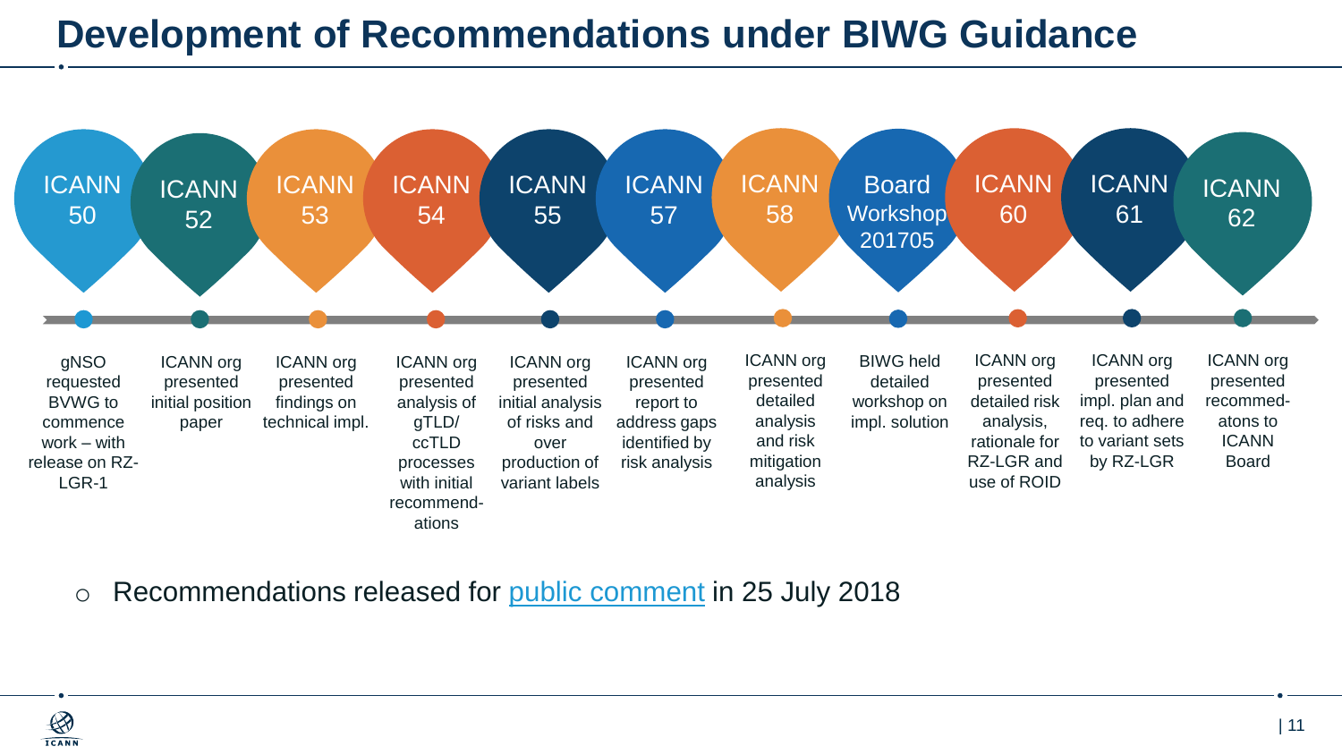# Development of Recommendations under BIWG Guidance

| Milestone | Description |
|---|---|
| ICANN 50 | gNSO requested BVWG to commence work – with release on RZ-LGR-1 |
| ICANN 52 | ICANN org presented initial position paper |
| ICANN 53 | ICANN org presented findings on technical impl. |
| ICANN 54 | ICANN org presented analysis of gTLD/ ccTLD processes with initial recommend-ations |
| ICANN 55 | ICANN org presented initial analysis of risks and over production of variant labels |
| ICANN 57 | ICANN org presented report to address gaps identified by risk analysis |
| ICANN 58 | ICANN org presented detailed analysis and risk mitigation analysis |
| Board Workshop 201705 | BIWG held detailed workshop on impl. solution |
| ICANN 60 | ICANN org presented detailed risk analysis, rationale for RZ-LGR and use of ROID |
| ICANN 61 | ICANN org presented impl. plan and req. to adhere to variant sets by RZ-LGR |
| ICANN 62 | ICANN org presented recommed-atons to ICANN Board |

- Recommendations released for public comment in 25 July 2018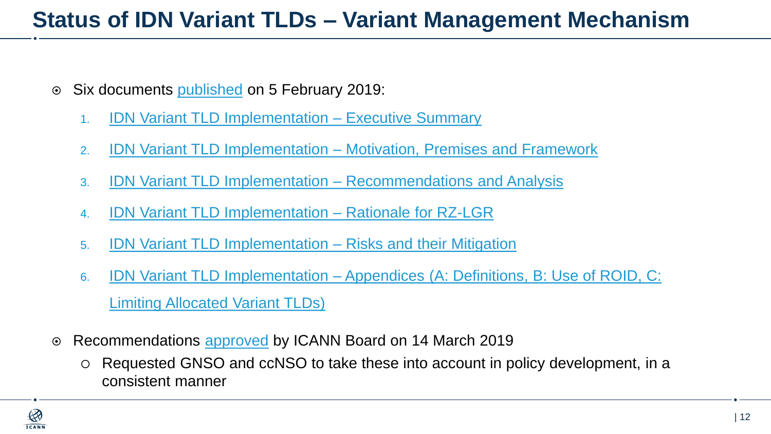# Status of IDN Variant TLDs – Variant Management Mechanism

- Six documents published on 5 February 2019:
  1. IDN Variant TLD Implementation – Executive Summary
  2. IDN Variant TLD Implementation – Motivation, Premises and Framework
  3. IDN Variant TLD Implementation – Recommendations and Analysis
  4. IDN Variant TLD Implementation – Rationale for RZ-LGR
  5. IDN Variant TLD Implementation – Risks and their Mitigation
  6. IDN Variant TLD Implementation – Appendices (A: Definitions, B: Use of ROID, C: Limiting Allocated Variant TLDs)
- Recommendations approved by ICANN Board on 14 March 2019
  - Requested GNSO and ccNSO to take these into account in policy development, in a consistent manner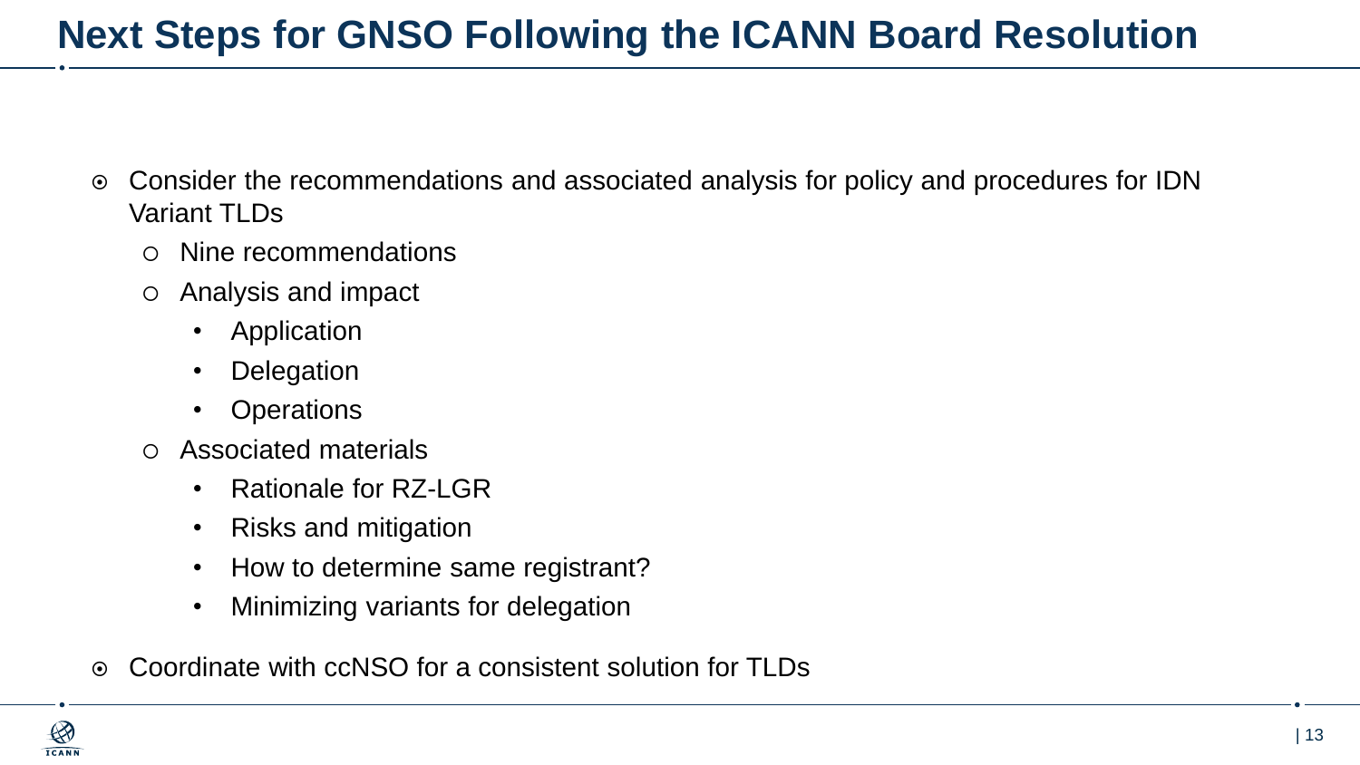# Next Steps for GNSO Following the ICANN Board Resolution

- Consider the recommendations and associated analysis for policy and procedures for IDN Variant TLDs
  - Nine recommendations
  - Analysis and impact
    - Application
    - Delegation
    - Operations
  - Associated materials
    - Rationale for RZ-LGR
    - Risks and mitigation
    - How to determine same registrant?
    - Minimizing variants for delegation
- Coordinate with ccNSO for a consistent solution for TLDs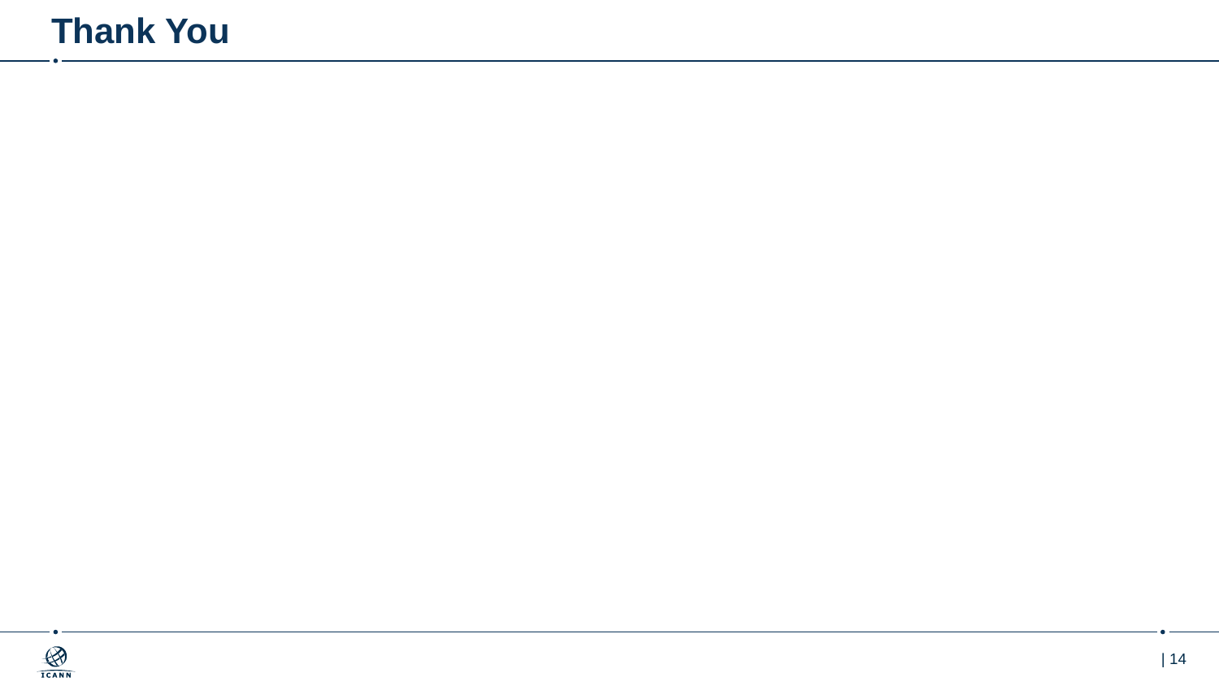# Thank You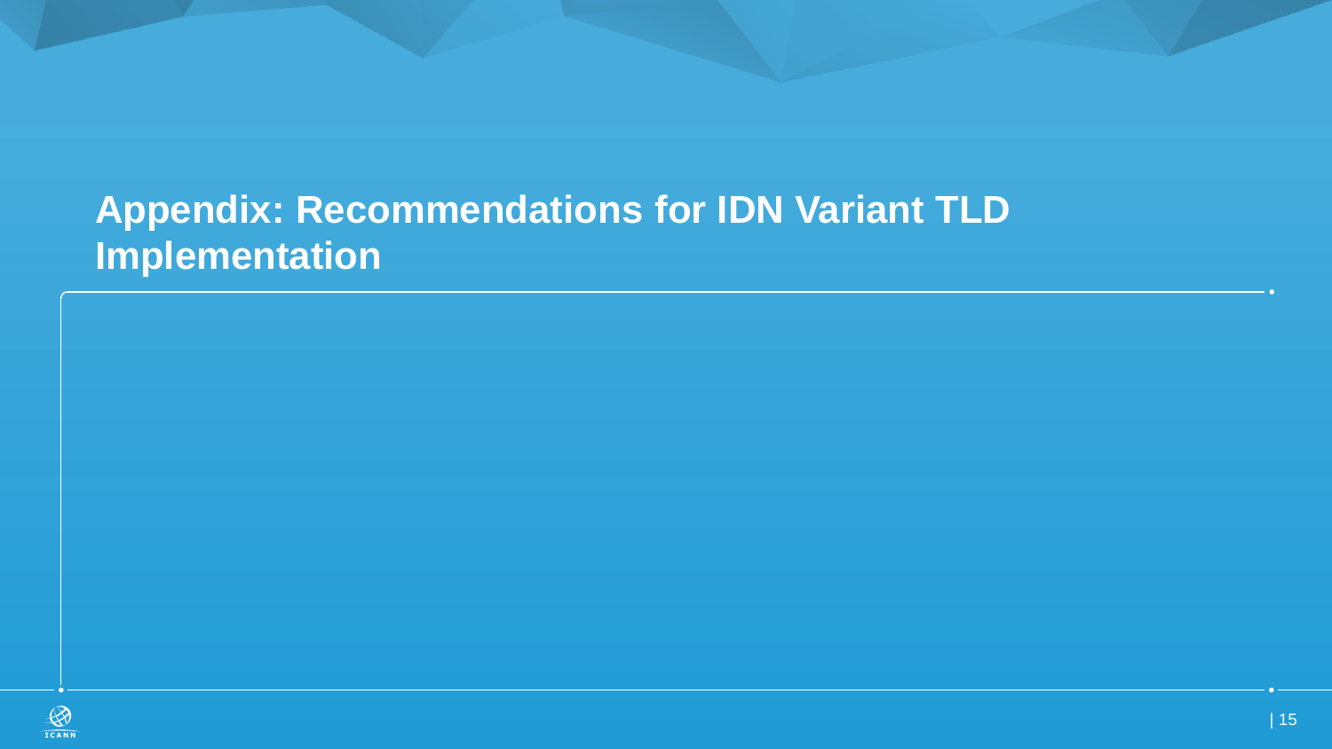# Appendix: Recommendations for IDN Variant TLD Implementation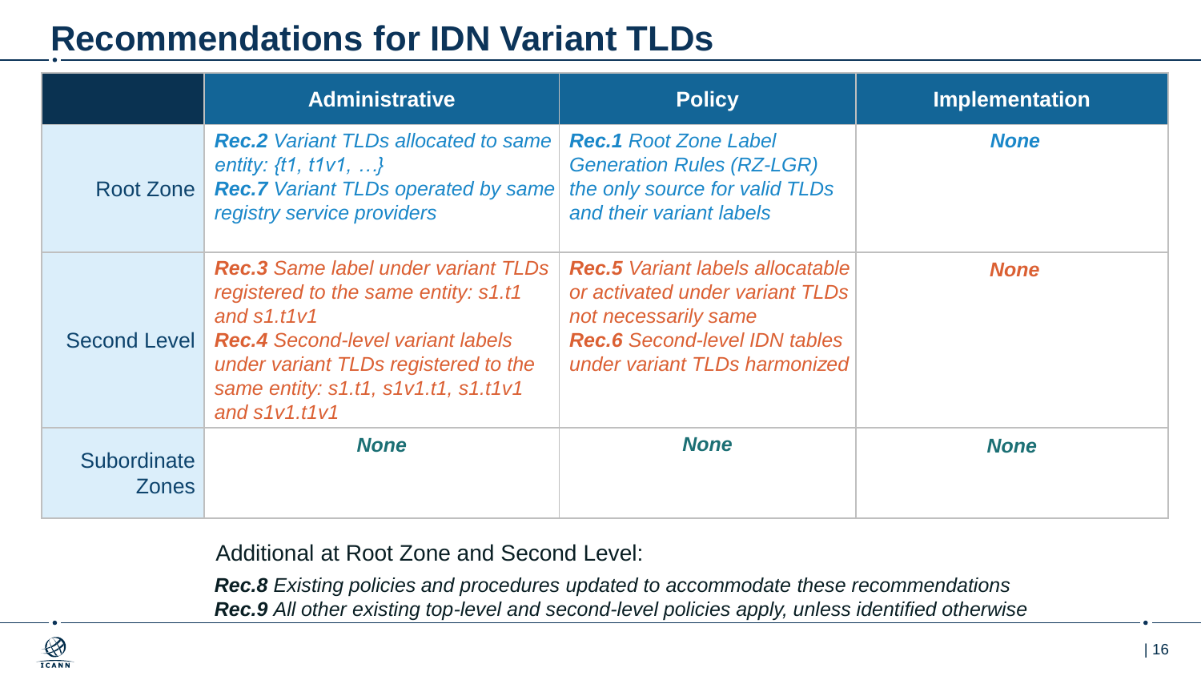# Recommendations for IDN Variant TLDs

| | Administrative | Policy | Implementation |
|---|---|---|---|
| Root Zone | ***Rec.2*** *Variant TLDs allocated to same entity: {t1, t1v1, …}*<br>***Rec.7*** *Variant TLDs operated by same registry service providers* | ***Rec.1*** *Root Zone Label Generation Rules (RZ-LGR) the only source for valid TLDs and their variant labels* | ***None*** |
| Second Level | ***Rec.3*** *Same label under variant TLDs registered to the same entity: s1.t1 and s1.t1v1*<br>***Rec.4*** *Second-level variant labels under variant TLDs registered to the same entity: s1.t1, s1v1.t1, s1.t1v1 and s1v1.t1v1* | ***Rec.5*** *Variant labels allocatable or activated under variant TLDs not necessarily same*<br>***Rec.6*** *Second-level IDN tables under variant TLDs harmonized* | ***None*** |
| Subordinate Zones | ***None*** | ***None*** | ***None*** |

Additional at Root Zone and Second Level:

***Rec.8*** *Existing policies and procedures updated to accommodate these recommendations*
***Rec.9*** *All other existing top-level and second-level policies apply, unless identified otherwise*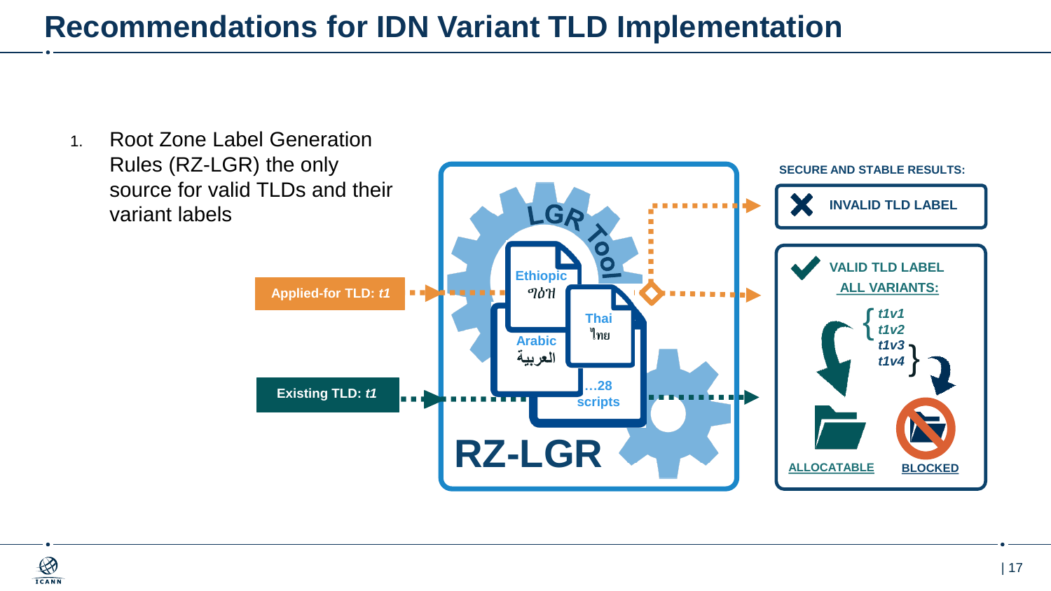# Recommendations for IDN Variant TLD Implementation

1. Root Zone Label Generation Rules (RZ-LGR) the only source for valid TLDs and their variant labels

Applied-for TLD: *t1*

Existing TLD: *t1*

RZ-LGR

LGR Tool

Ethiopic
ግዕዝ

Arabic
العربية

Thai
ไทย

...28 scripts

**SECURE AND STABLE RESULTS:**

**INVALID TLD LABEL**

**VALID TLD LABEL**

**ALL VARIANTS:**

*t1v1*
*t1v2*
*t1v3*
*t1v4*

**ALLOCATABLE**

**BLOCKED**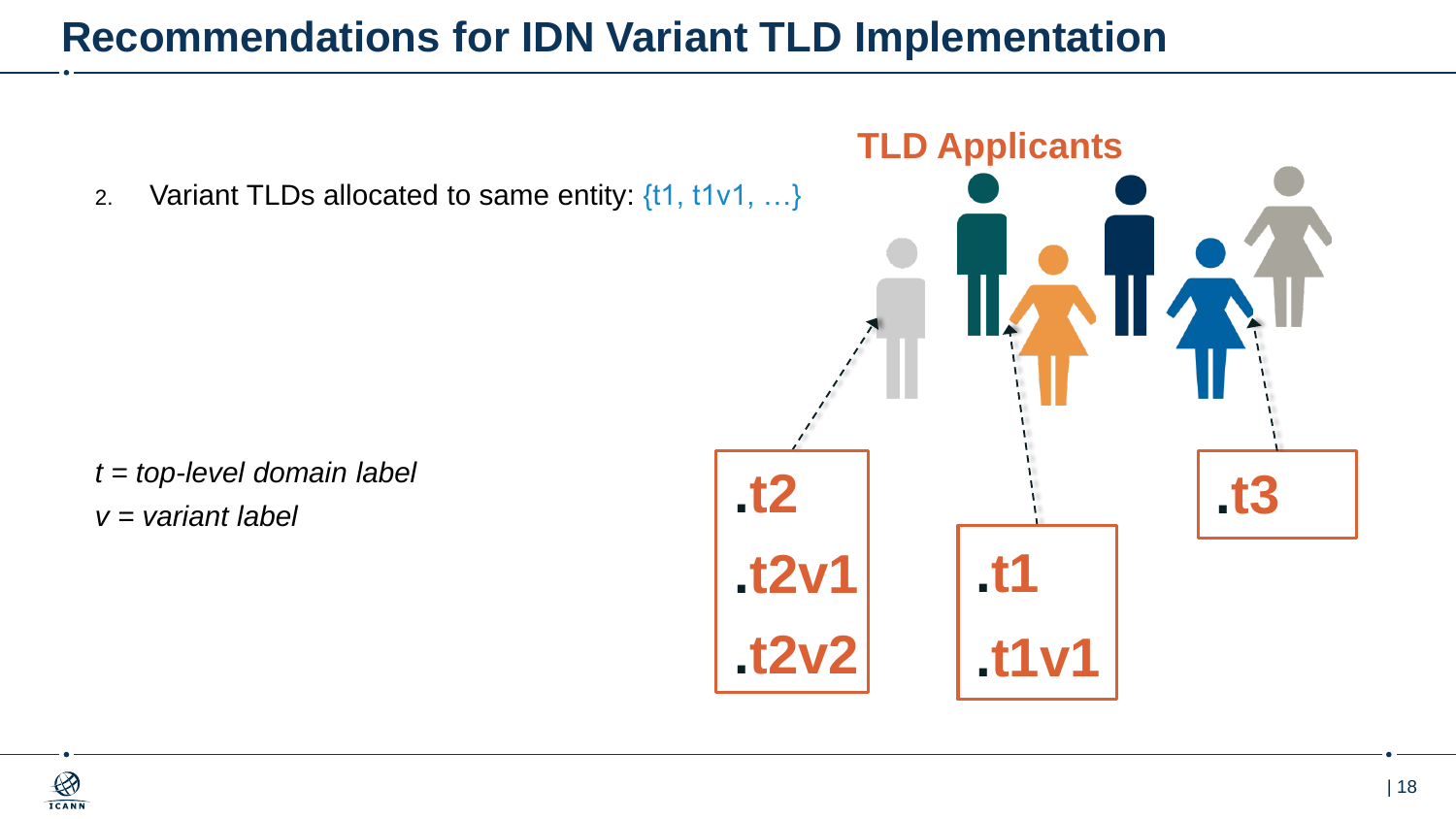# Recommendations for IDN Variant TLD Implementation

2. Variant TLDs allocated to same entity: {t1, t1v1, …}

*t = top-level domain label*

*v = variant label*

**TLD Applicants**

**.t2**
**.t2v1**
**.t2v2**

**.t1**
**.t1v1**

**.t3**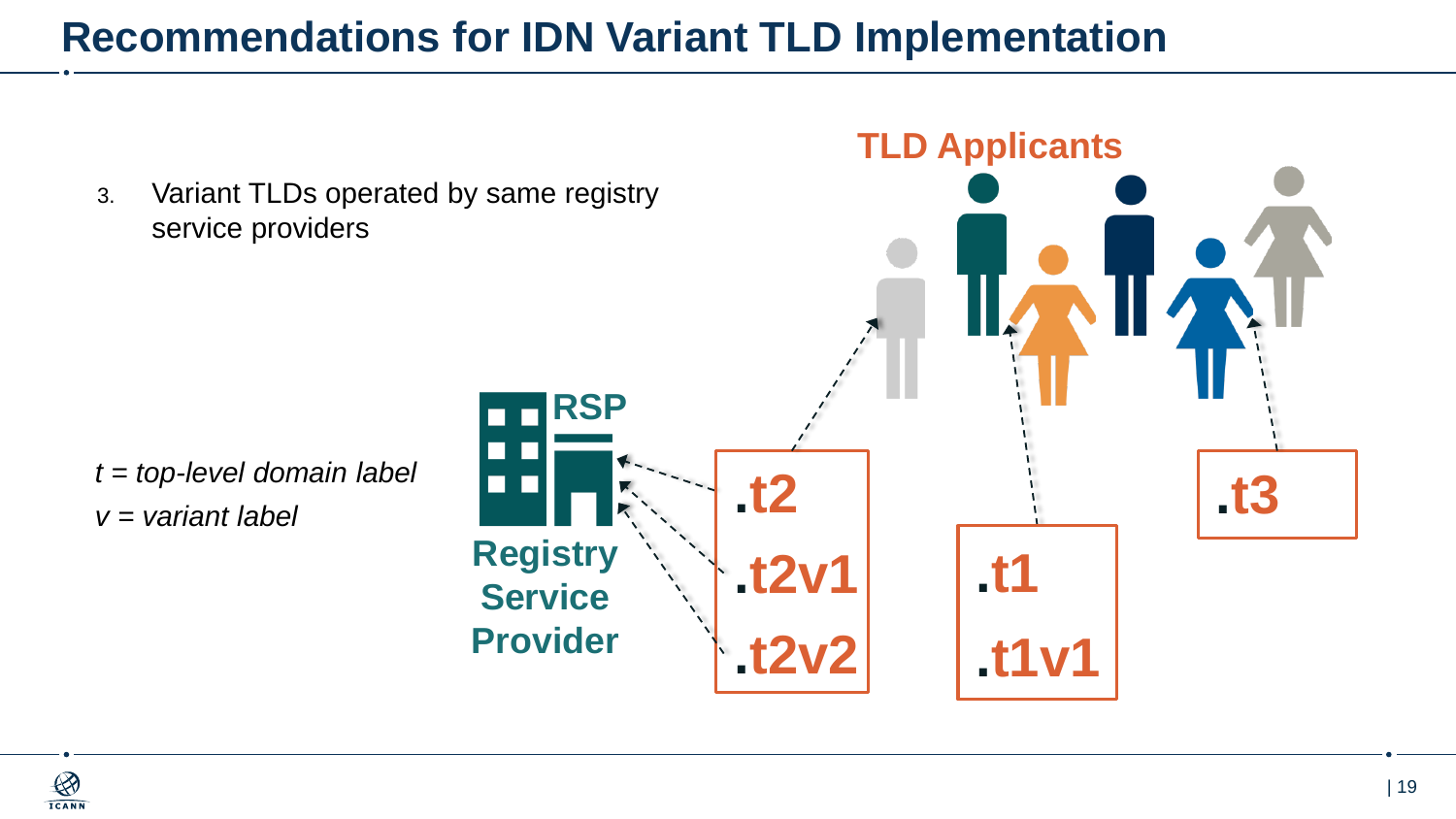# Recommendations for IDN Variant TLD Implementation

3. Variant TLDs operated by same registry service providers

*t = top-level domain label*
*v = variant label*

**TLD Applicants**

**RSP**

**Registry Service Provider**

**.t2**
**.t2v1**
**.t2v2**

**.t1**
**.t1v1**

**.t3**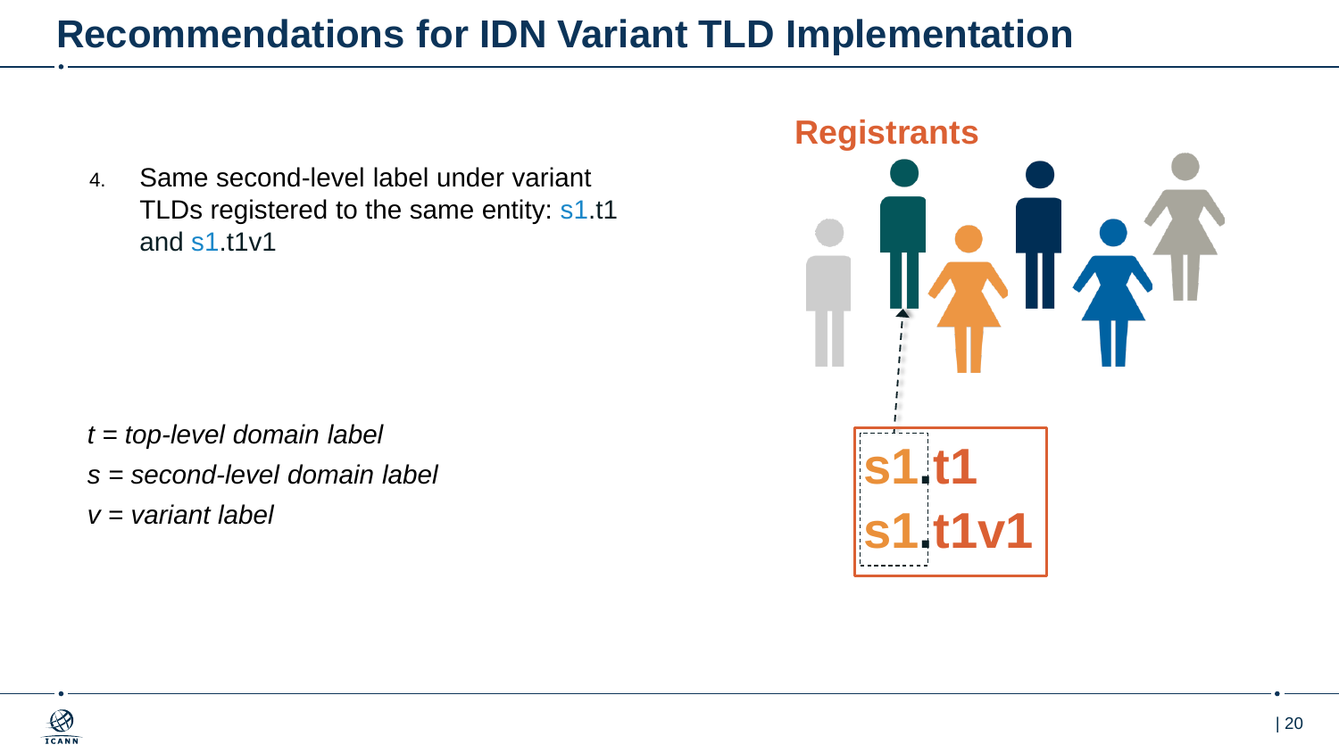# Recommendations for IDN Variant TLD Implementation

4. Same second-level label under variant TLDs registered to the same entity: s1.t1 and s1.t1v1

*t = top-level domain label*

*s = second-level domain label*

*v = variant label*

**Registrants**

**s1.t1**

**s1.t1v1**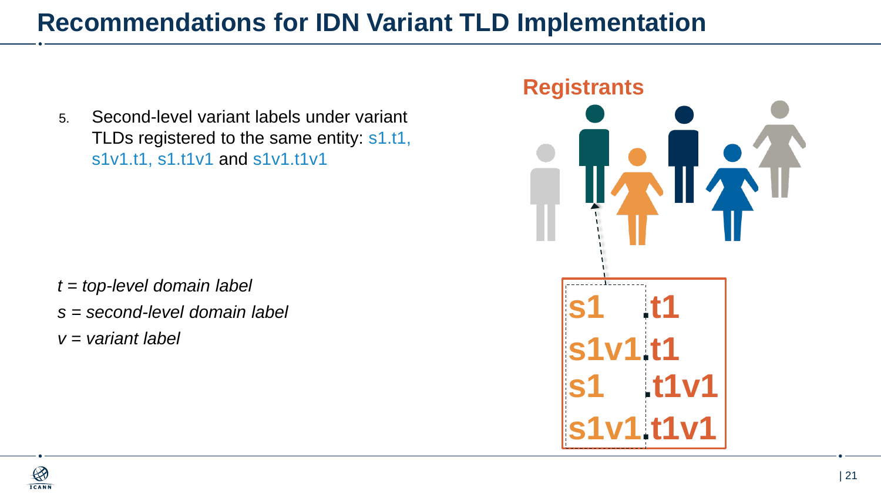# Recommendations for IDN Variant TLD Implementation

5. Second-level variant labels under variant TLDs registered to the same entity: s1.t1, s1v1.t1, s1.t1v1 and s1v1.t1v1

*t = top-level domain label*

*s = second-level domain label*

*v = variant label*

**Registrants**

**s1.t1**
**s1v1.t1**
**s1.t1v1**
**s1v1.t1v1**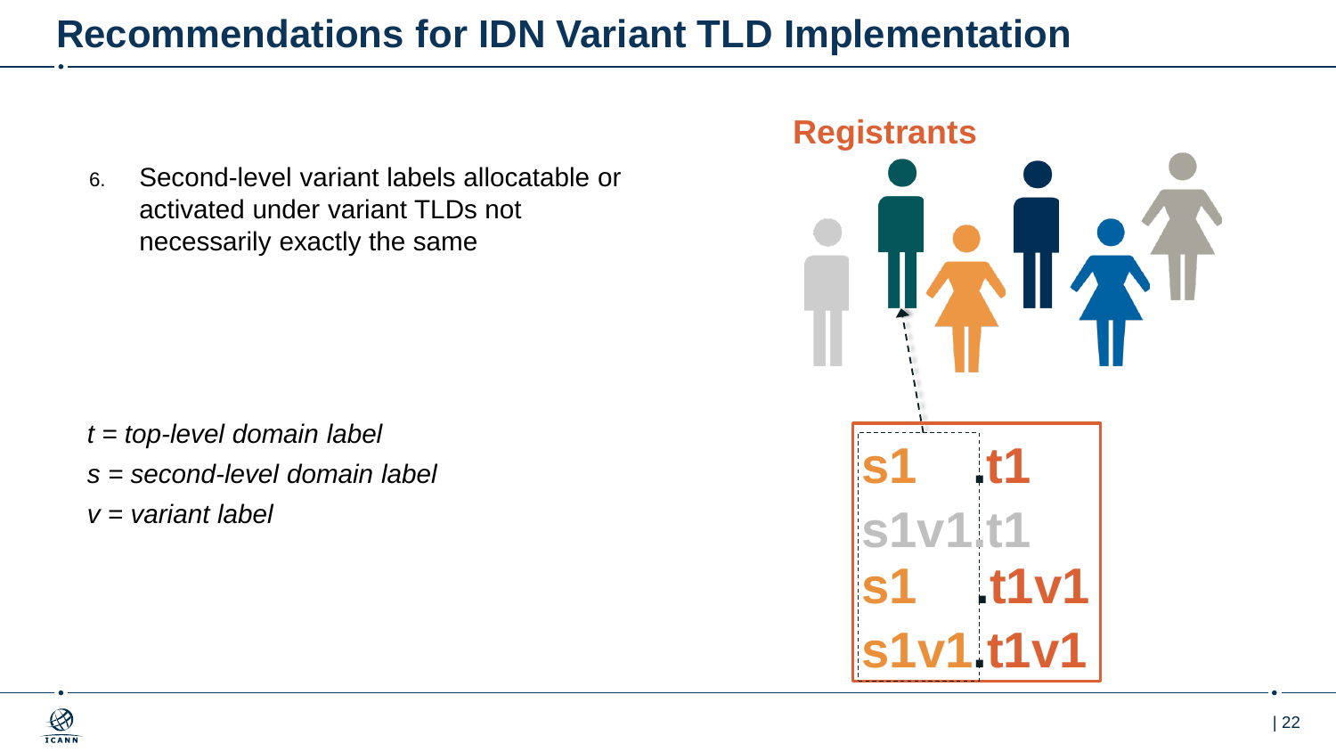# Recommendations for IDN Variant TLD Implementation

6. Second-level variant labels allocatable or activated under variant TLDs not necessarily exactly the same

*t = top-level domain label*

*s = second-level domain label*

*v = variant label*

**Registrants**

s1.t1

s1v1.t1

s1.t1v1

s1v1.t1v1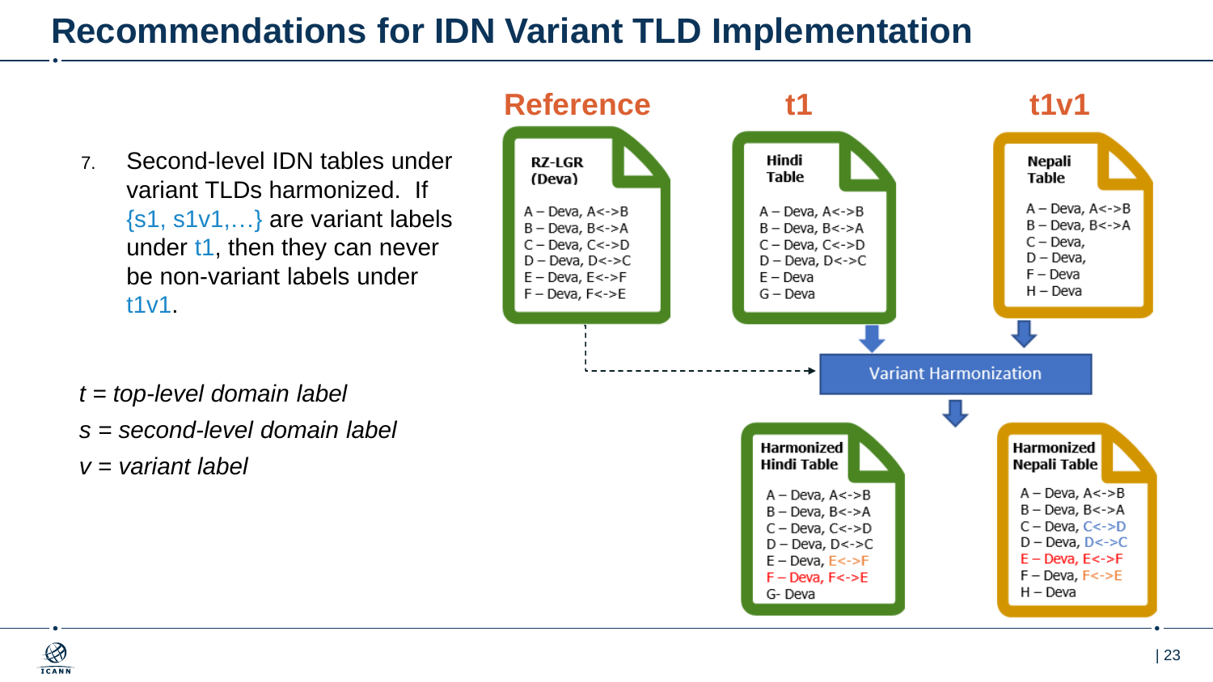# Recommendations for IDN Variant TLD Implementation

7. Second-level IDN tables under variant TLDs harmonized. If {s1, s1v1,…} are variant labels under t1, then they can never be non-variant labels under t1v1.

*t = top-level domain label*

*s = second-level domain label*

*v = variant label*

**Reference**

**RZ-LGR (Deva)**

A – Deva, A<->B
B – Deva, B<->A
C – Deva, C<->D
D – Deva, D<->C
E – Deva, E<->F
F – Deva, F<->E

**t1**

**Hindi Table**

A – Deva, A<->B
B – Deva, B<->A
C – Deva, C<->D
D – Deva, D<->C
E – Deva
G – Deva

**t1v1**

**Nepali Table**

A – Deva, A<->B
B – Deva, B<->A
C – Deva,
D – Deva,
F – Deva
H – Deva

Variant Harmonization

**Harmonized Hindi Table**

A – Deva, A<->B
B – Deva, B<->A
C – Deva, C<->D
D – Deva, D<->C
E – Deva, E<->F
F – Deva, F<->E
G- Deva

**Harmonized Nepali Table**

A – Deva, A<->B
B – Deva, B<->A
C – Deva, C<->D
D – Deva, D<->C
E – Deva, E<->F
F – Deva, F<->E
H – Deva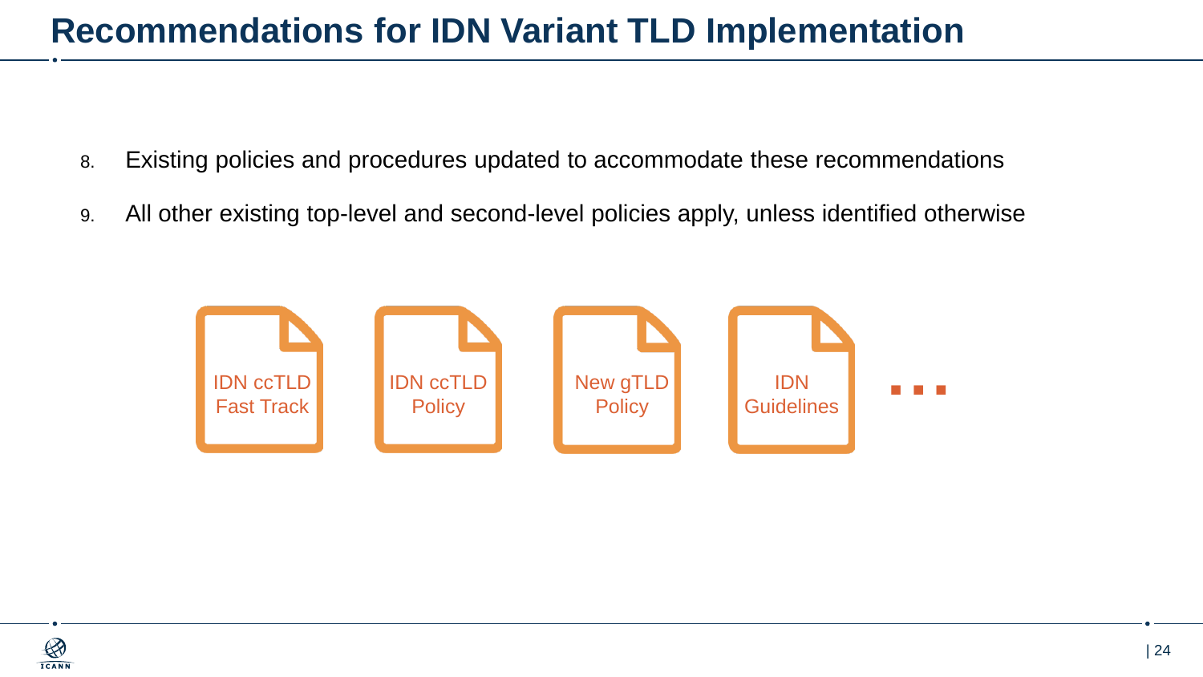# Recommendations for IDN Variant TLD Implementation

8. Existing policies and procedures updated to accommodate these recommendations
9. All other existing top-level and second-level policies apply, unless identified otherwise

IDN ccTLD Fast Track

IDN ccTLD Policy

New gTLD Policy

IDN Guidelines

...